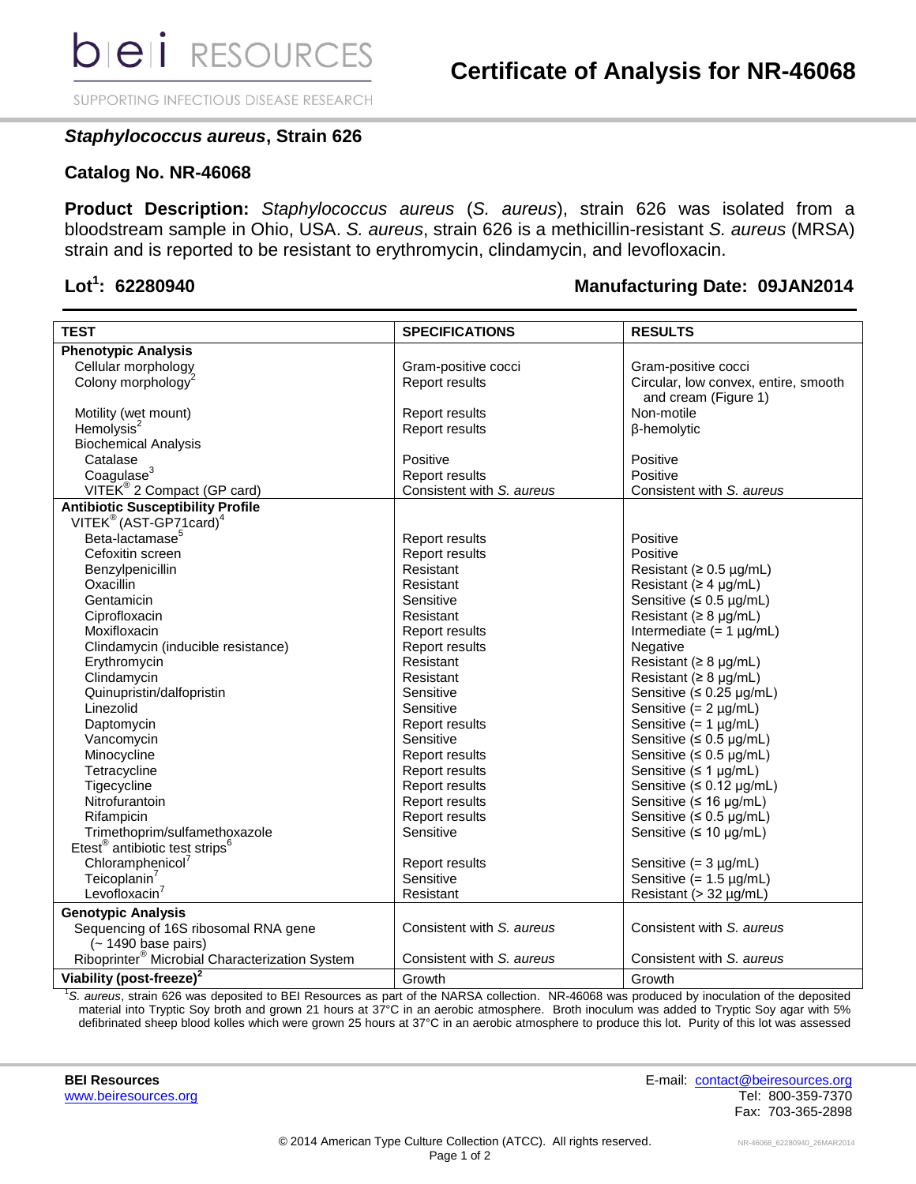**bei RESOURCES**

SUPPORTING INFECTIOUS DISEASE RESEARCH

# Certificate of Analysis for NR-46068

## *Staphylococcus aureus*, Strain 626

## Catalog No. NR-46068

**Product Description:** *Staphylococcus aureus* (*S. aureus*), strain 626 was isolated from a bloodstream sample in Ohio, USA. *S. aureus*, strain 626 is a methicillin-resistant *S. aureus* (MRSA) strain and is reported to be resistant to erythromycin, clindamycin, and levofloxacin.

**Lot[1]: 62280940** **Manufacturing Date: 09JAN2014**

| TEST | SPECIFICATIONS | RESULTS |
|---|---|---|
| **Phenotypic Analysis** | | |
| Cellular morphology | Gram-positive cocci | Gram-positive cocci |
| Colony morphology[2] | Report results | Circular, low convex, entire, smooth and cream (Figure 1) |
| Motility (wet mount) | Report results | Non-motile |
| Hemolysis[2] | Report results | β-hemolytic |
| Biochemical Analysis | | |
| Catalase | Positive | Positive |
| Coagulase[3] | Report results | Positive |
| VITEK® 2 Compact (GP card) | Consistent with *S. aureus* | Consistent with *S. aureus* |
| **Antibiotic Susceptibility Profile** | | |
| VITEK® (AST-GP71card)[4] | | |
| Beta-lactamase[5] | Report results | Positive |
| Cefoxitin screen | Report results | Positive |
| Benzylpenicillin | Resistant | Resistant (≥ 0.5 µg/mL) |
| Oxacillin | Resistant | Resistant (≥ 4 µg/mL) |
| Gentamicin | Sensitive | Sensitive (≤ 0.5 µg/mL) |
| Ciprofloxacin | Resistant | Resistant (≥ 8 µg/mL) |
| Moxifloxacin | Report results | Intermediate (= 1 µg/mL) |
| Clindamycin (inducible resistance) | Report results | Negative |
| Erythromycin | Resistant | Resistant (≥ 8 µg/mL) |
| Clindamycin | Resistant | Resistant (≥ 8 µg/mL) |
| Quinupristin/dalfopristin | Sensitive | Sensitive (≤ 0.25 µg/mL) |
| Linezolid | Sensitive | Sensitive (= 2 µg/mL) |
| Daptomycin | Report results | Sensitive (= 1 µg/mL) |
| Vancomycin | Sensitive | Sensitive (≤ 0.5 µg/mL) |
| Minocycline | Report results | Sensitive (≤ 0.5 µg/mL) |
| Tetracycline | Report results | Sensitive (≤ 1 µg/mL) |
| Tigecycline | Report results | Sensitive (≤ 0.12 µg/mL) |
| Nitrofurantoin | Report results | Sensitive (≤ 16 µg/mL) |
| Rifampicin | Report results | Sensitive (≤ 0.5 µg/mL) |
| Trimethoprim/sulfamethoxazole | Sensitive | Sensitive (≤ 10 µg/mL) |
| Etest® antibiotic test strips[6] | | |
| Chloramphenicol[7] | Report results | Sensitive (= 3 µg/mL) |
| Teicoplanin[7] | Sensitive | Sensitive (= 1.5 µg/mL) |
| Levofloxacin[7] | Resistant | Resistant (> 32 µg/mL) |
| **Genotypic Analysis** | | |
| Sequencing of 16S ribosomal RNA gene (~ 1490 base pairs) | Consistent with *S. aureus* | Consistent with *S. aureus* |
| Riboprinter® Microbial Characterization System | Consistent with *S. aureus* | Consistent with *S. aureus* |
| **Viability (post-freeze)[2]** | Growth | Growth |

[1]*S. aureus*, strain 626 was deposited to BEI Resources as part of the NARSA collection. NR-46068 was produced by inoculation of the deposited material into Tryptic Soy broth and grown 21 hours at 37°C in an aerobic atmosphere. Broth inoculum was added to Tryptic Soy agar with 5% defibrinated sheep blood kolles which were grown 25 hours at 37°C in an aerobic atmosphere to produce this lot. Purity of this lot was assessed

**BEI Resources**
www.beiresources.org

E-mail: contact@beiresources.org
Tel: 800-359-7370
Fax: 703-365-2898

© 2014 American Type Culture Collection (ATCC). All rights reserved.

NR-46068_62280940_26MAR2014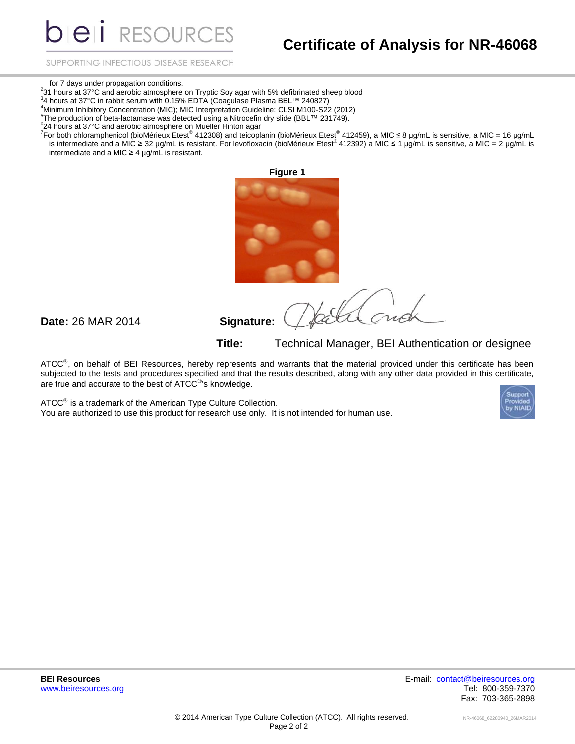for 7 days under propagation conditions.
[2]31 hours at 37°C and aerobic atmosphere on Tryptic Soy agar with 5% defibrinated sheep blood
[3]4 hours at 37°C in rabbit serum with 0.15% EDTA (Coagulase Plasma BBL™ 240827)
[4]Minimum Inhibitory Concentration (MIC); MIC Interpretation Guideline: CLSI M100-S22 (2012)
[5]The production of beta-lactamase was detected using a Nitrocefin dry slide (BBL™ 231749).
[6]24 hours at 37°C and aerobic atmosphere on Mueller Hinton agar
[7]For both chloramphenicol (bioMérieux Etest® 412308) and teicoplanin (bioMérieux Etest® 412459), a MIC ≤ 8 µg/mL is sensitive, a MIC = 16 µg/mL is intermediate and a MIC ≥ 32 µg/mL is resistant. For levofloxacin (bioMérieux Etest® 412392) a MIC ≤ 1 µg/mL is sensitive, a MIC = 2 µg/mL is intermediate and a MIC ≥ 4 µg/mL is resistant.

**Figure 1**

**Date:** 26 MAR 2014

**Signature:**

**Title:** Technical Manager, BEI Authentication or designee

ATCC®, on behalf of BEI Resources, hereby represents and warrants that the material provided under this certificate has been subjected to the tests and procedures specified and that the results described, along with any other data provided in this certificate, are true and accurate to the best of ATCC®'s knowledge.

ATCC® is a trademark of the American Type Culture Collection.
You are authorized to use this product for research use only. It is not intended for human use.

**BEI Resources**
www.beiresources.org

E-mail: contact@beiresources.org
Tel: 800-359-7370
Fax: 703-365-2898

© 2014 American Type Culture Collection (ATCC). All rights reserved.

NR-46068_62280940_26MAR2014